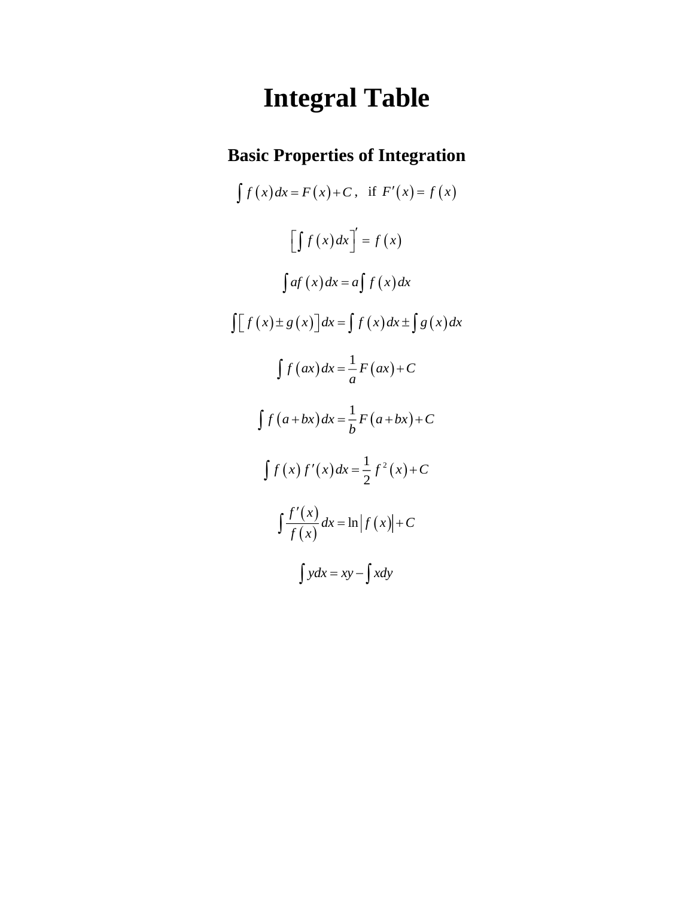# Integral Table

## Basic Properties of Integration

$$\int f(x)\,dx = F(x) + C, \quad \text{if } F'(x) = f(x)$$

$$\left[\int f(x)\,dx\right]' = f(x)$$

$$\int af(x)\,dx = a\int f(x)\,dx$$

$$\int \left[f(x) \pm g(x)\right]dx = \int f(x)\,dx \pm \int g(x)\,dx$$

$$\int f(ax)\,dx = \frac{1}{a}F(ax) + C$$

$$\int f(a+bx)\,dx = \frac{1}{b}F(a+bx) + C$$

$$\int f(x)\,f'(x)\,dx = \frac{1}{2}f^2(x) + C$$

$$\int \frac{f'(x)}{f(x)}\,dx = \ln\left|f(x)\right| + C$$

$$\int y\,dx = xy - \int x\,dy$$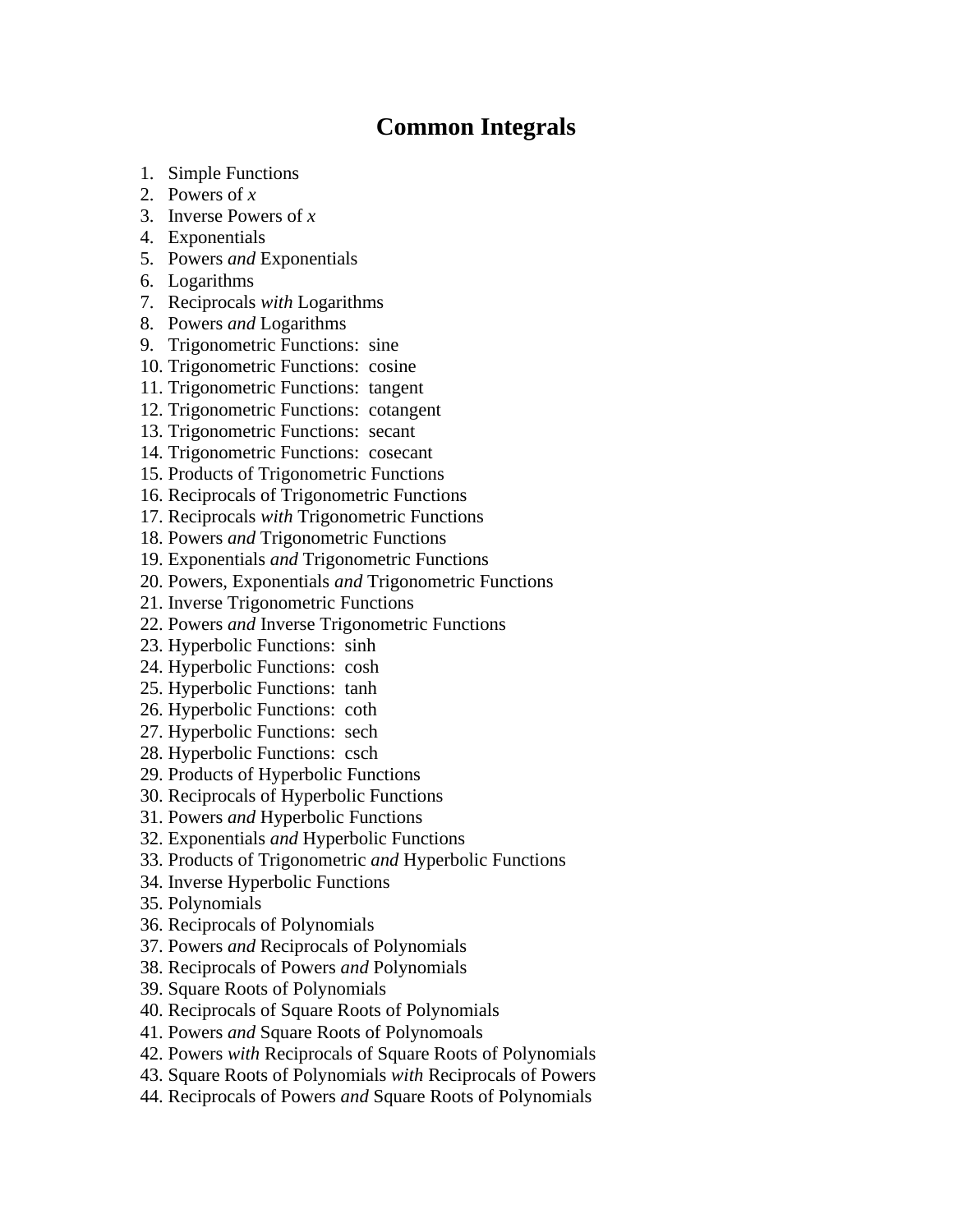# Common Integrals

1. Simple Functions
2. Powers of *x*
3. Inverse Powers of *x*
4. Exponentials
5. Powers *and* Exponentials
6. Logarithms
7. Reciprocals *with* Logarithms
8. Powers *and* Logarithms
9. Trigonometric Functions: sine
10. Trigonometric Functions: cosine
11. Trigonometric Functions: tangent
12. Trigonometric Functions: cotangent
13. Trigonometric Functions: secant
14. Trigonometric Functions: cosecant
15. Products of Trigonometric Functions
16. Reciprocals of Trigonometric Functions
17. Reciprocals *with* Trigonometric Functions
18. Powers *and* Trigonometric Functions
19. Exponentials *and* Trigonometric Functions
20. Powers, Exponentials *and* Trigonometric Functions
21. Inverse Trigonometric Functions
22. Powers *and* Inverse Trigonometric Functions
23. Hyperbolic Functions: sinh
24. Hyperbolic Functions: cosh
25. Hyperbolic Functions: tanh
26. Hyperbolic Functions: coth
27. Hyperbolic Functions: sech
28. Hyperbolic Functions: csch
29. Products of Hyperbolic Functions
30. Reciprocals of Hyperbolic Functions
31. Powers *and* Hyperbolic Functions
32. Exponentials *and* Hyperbolic Functions
33. Products of Trigonometric *and* Hyperbolic Functions
34. Inverse Hyperbolic Functions
35. Polynomials
36. Reciprocals of Polynomials
37. Powers *and* Reciprocals of Polynomials
38. Reciprocals of Powers *and* Polynomials
39. Square Roots of Polynomials
40. Reciprocals of Square Roots of Polynomials
41. Powers *and* Square Roots of Polynomoals
42. Powers *with* Reciprocals of Square Roots of Polynomials
43. Square Roots of Polynomials *with* Reciprocals of Powers
44. Reciprocals of Powers *and* Square Roots of Polynomials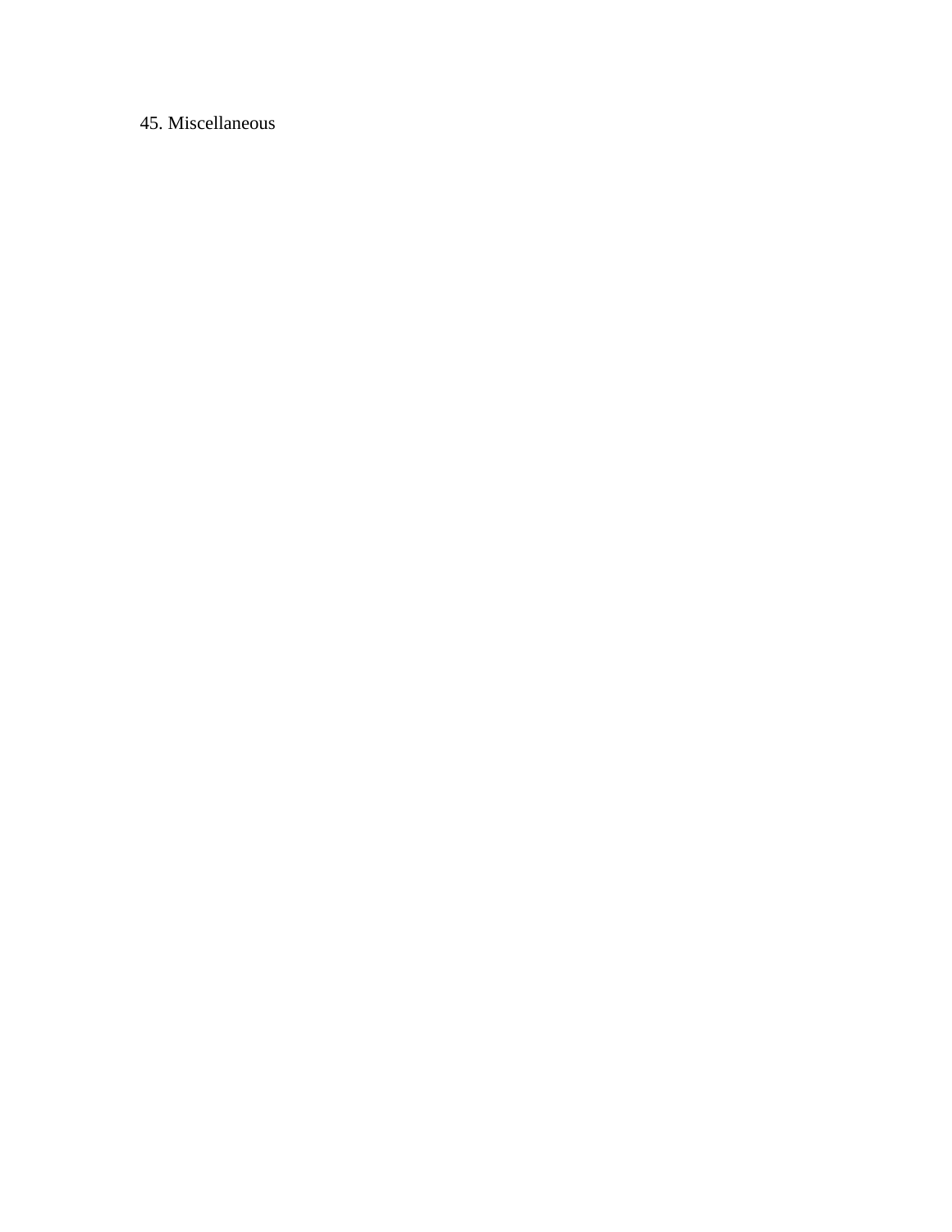45. Miscellaneous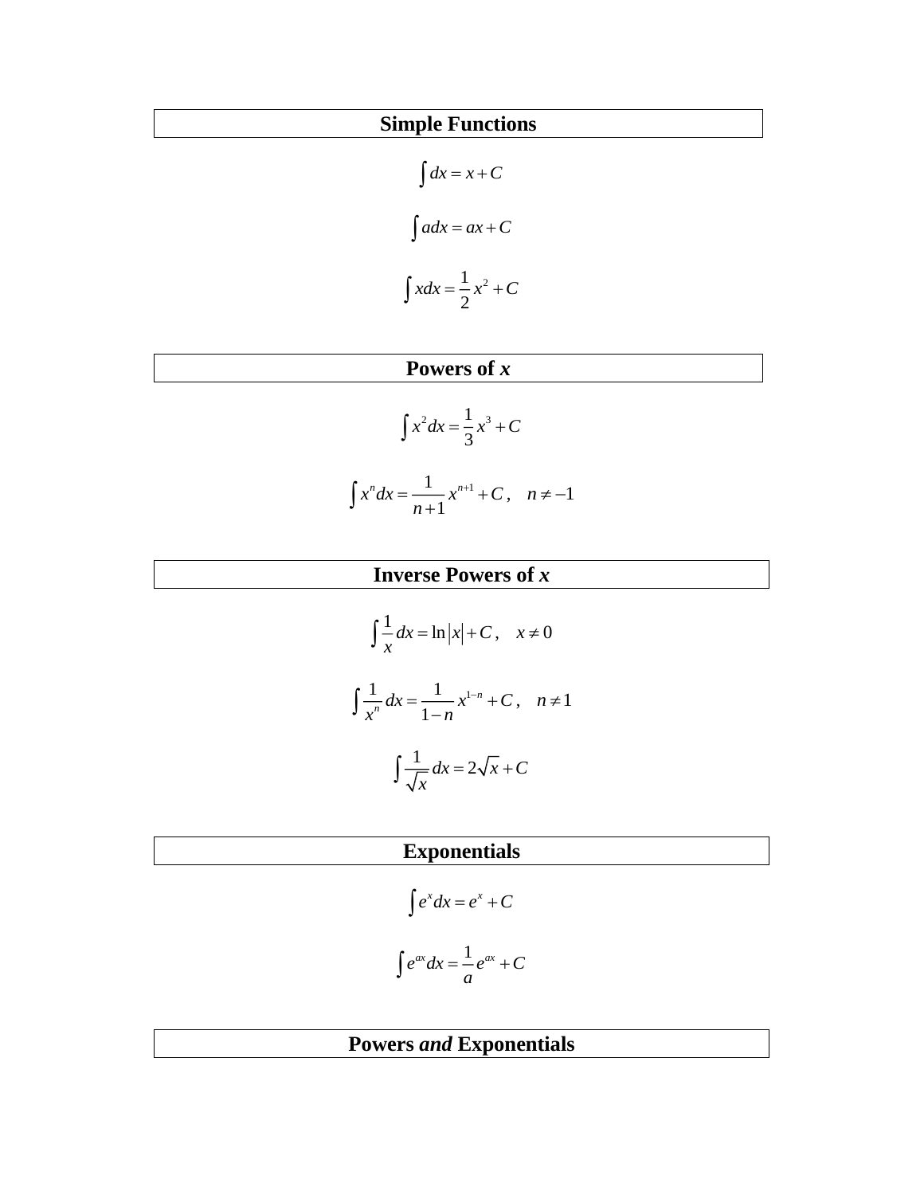## Simple Functions

$$\int dx = x + C$$

$$\int a dx = ax + C$$

$$\int x dx = \frac{1}{2}x^2 + C$$

## Powers of *x*

$$\int x^2 dx = \frac{1}{3}x^3 + C$$

$$\int x^n dx = \frac{1}{n+1}x^{n+1} + C, \quad n \neq -1$$

## Inverse Powers of *x*

$$\int \frac{1}{x} dx = \ln|x| + C, \quad x \neq 0$$

$$\int \frac{1}{x^n} dx = \frac{1}{1-n}x^{1-n} + C, \quad n \neq 1$$

$$\int \frac{1}{\sqrt{x}} dx = 2\sqrt{x} + C$$

## Exponentials

$$\int e^x dx = e^x + C$$

$$\int e^{ax} dx = \frac{1}{a}e^{ax} + C$$

## Powers *and* Exponentials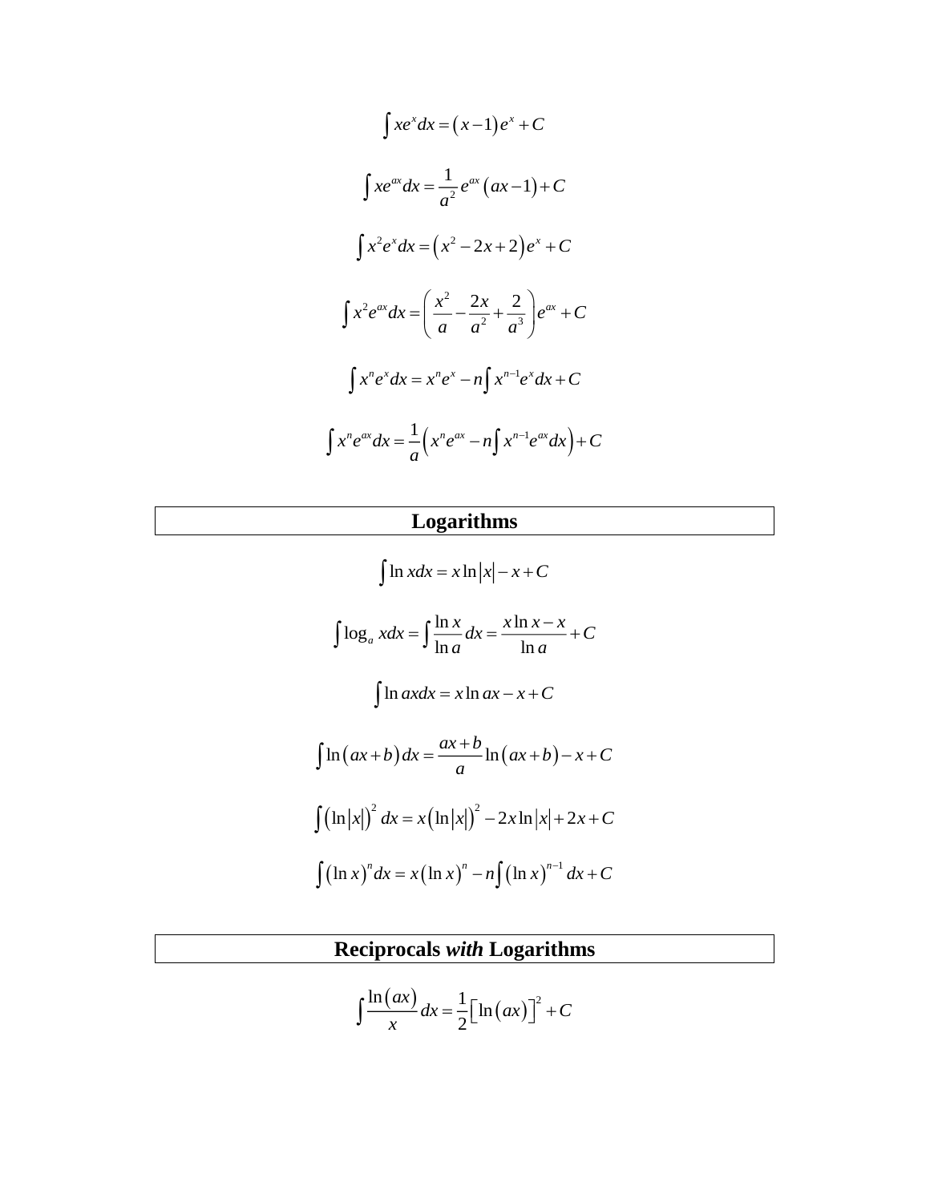$$\int xe^x dx = (x-1)e^x + C$$

$$\int xe^{ax} dx = \frac{1}{a^2} e^{ax}(ax-1) + C$$

$$\int x^2 e^x dx = (x^2 - 2x + 2)e^x + C$$

$$\int x^2 e^{ax} dx = \left(\frac{x^2}{a} - \frac{2x}{a^2} + \frac{2}{a^3}\right)e^{ax} + C$$

$$\int x^n e^x dx = x^n e^x - n\int x^{n-1} e^x dx + C$$

$$\int x^n e^{ax} dx = \frac{1}{a}\left(x^n e^{ax} - n\int x^{n-1} e^{ax} dx\right) + C$$

## Logarithms

$$\int \ln x dx = x\ln|x| - x + C$$

$$\int \log_a x dx = \int \frac{\ln x}{\ln a} dx = \frac{x\ln x - x}{\ln a} + C$$

$$\int \ln ax dx = x\ln ax - x + C$$

$$\int \ln(ax+b) dx = \frac{ax+b}{a}\ln(ax+b) - x + C$$

$$\int (\ln|x|)^2 dx = x(\ln|x|)^2 - 2x\ln|x| + 2x + C$$

$$\int (\ln x)^n dx = x(\ln x)^n - n\int (\ln x)^{n-1} dx + C$$

## Reciprocals *with* Logarithms

$$\int \frac{\ln(ax)}{x} dx = \frac{1}{2}\left[\ln(ax)\right]^2 + C$$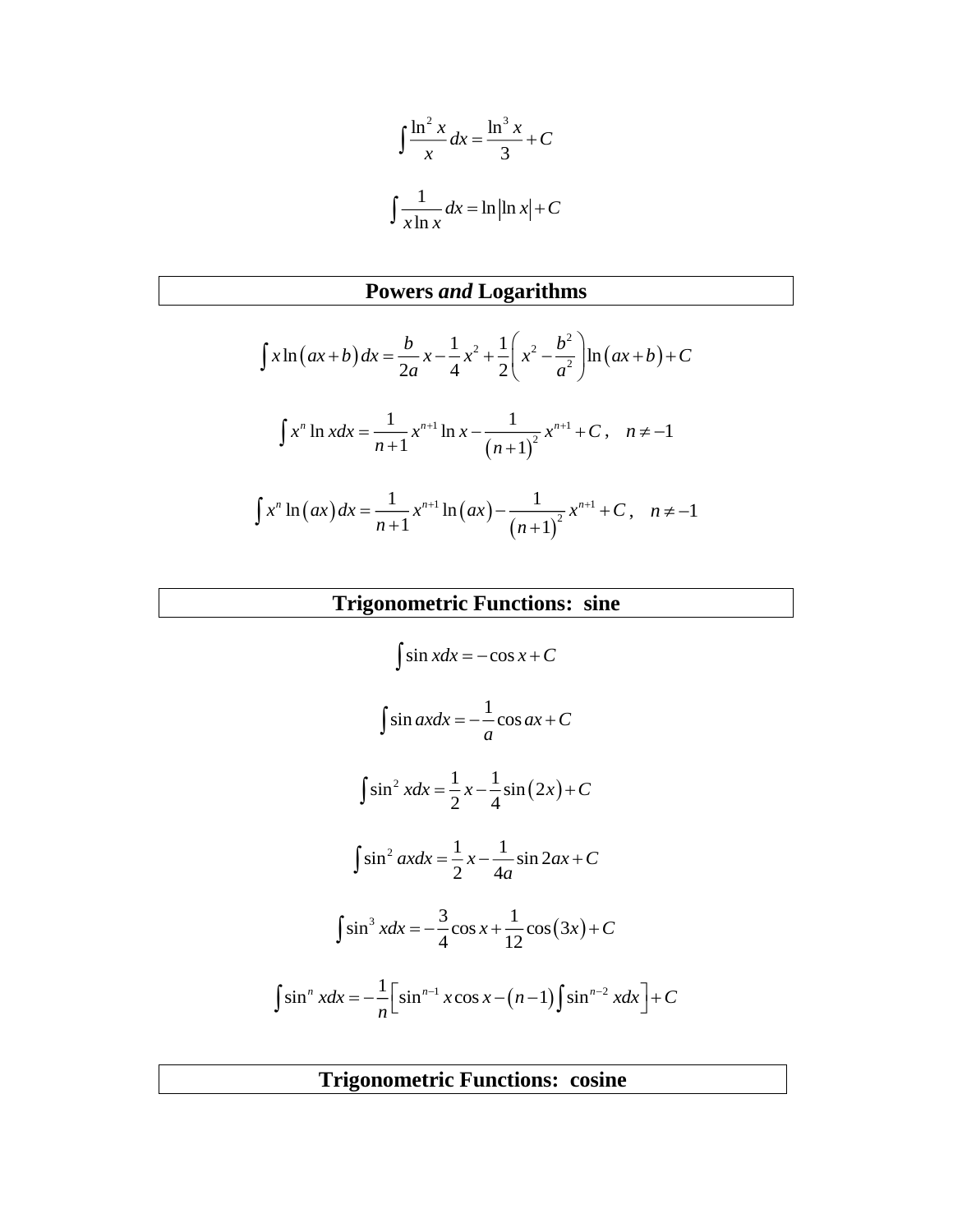$$\int \frac{\ln^2 x}{x}\,dx = \frac{\ln^3 x}{3} + C$$

$$\int \frac{1}{x \ln x}\,dx = \ln\left|\ln x\right| + C$$

## Powers *and* Logarithms

$$\int x \ln\left(ax+b\right)dx = \frac{b}{2a}x - \frac{1}{4}x^2 + \frac{1}{2}\left(x^2 - \frac{b^2}{a^2}\right)\ln\left(ax+b\right) + C$$

$$\int x^n \ln x dx = \frac{1}{n+1}x^{n+1}\ln x - \frac{1}{\left(n+1\right)^2}x^{n+1} + C, \quad n \neq -1$$

$$\int x^n \ln\left(ax\right)dx = \frac{1}{n+1}x^{n+1}\ln\left(ax\right) - \frac{1}{\left(n+1\right)^2}x^{n+1} + C, \quad n \neq -1$$

## Trigonometric Functions: sine

$$\int \sin x dx = -\cos x + C$$

$$\int \sin ax dx = -\frac{1}{a}\cos ax + C$$

$$\int \sin^2 x dx = \frac{1}{2}x - \frac{1}{4}\sin\left(2x\right) + C$$

$$\int \sin^2 ax dx = \frac{1}{2}x - \frac{1}{4a}\sin 2ax + C$$

$$\int \sin^3 x dx = -\frac{3}{4}\cos x + \frac{1}{12}\cos\left(3x\right) + C$$

$$\int \sin^n x dx = -\frac{1}{n}\left[\sin^{n-1} x \cos x - \left(n-1\right)\int \sin^{n-2} x dx\right] + C$$

## Trigonometric Functions: cosine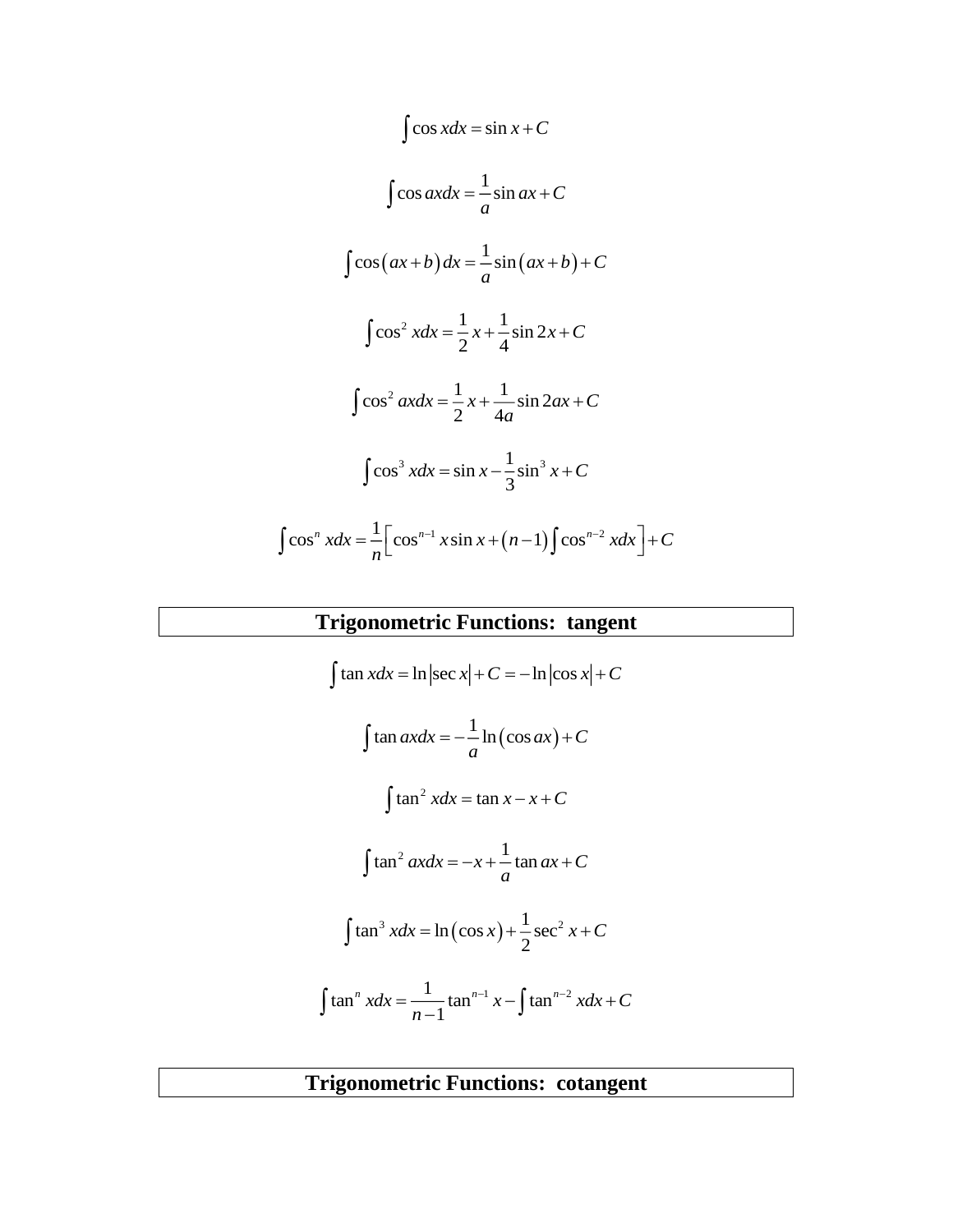$$\int \cos x dx = \sin x + C$$

$$\int \cos ax dx = \frac{1}{a}\sin ax + C$$

$$\int \cos\left(ax+b\right)dx = \frac{1}{a}\sin\left(ax+b\right) + C$$

$$\int \cos^2 x dx = \frac{1}{2}x + \frac{1}{4}\sin 2x + C$$

$$\int \cos^2 ax dx = \frac{1}{2}x + \frac{1}{4a}\sin 2ax + C$$

$$\int \cos^3 x dx = \sin x - \frac{1}{3}\sin^3 x + C$$

$$\int \cos^n x dx = \frac{1}{n}\left[\cos^{n-1} x \sin x + \left(n-1\right)\int \cos^{n-2} x dx\right] + C$$

## Trigonometric Functions: tangent

$$\int \tan x dx = \ln\left|\sec x\right| + C = -\ln\left|\cos x\right| + C$$

$$\int \tan ax dx = -\frac{1}{a}\ln\left(\cos ax\right) + C$$

$$\int \tan^2 x dx = \tan x - x + C$$

$$\int \tan^2 ax dx = -x + \frac{1}{a}\tan ax + C$$

$$\int \tan^3 x dx = \ln\left(\cos x\right) + \frac{1}{2}\sec^2 x + C$$

$$\int \tan^n x dx = \frac{1}{n-1}\tan^{n-1} x - \int \tan^{n-2} x dx + C$$

## Trigonometric Functions: cotangent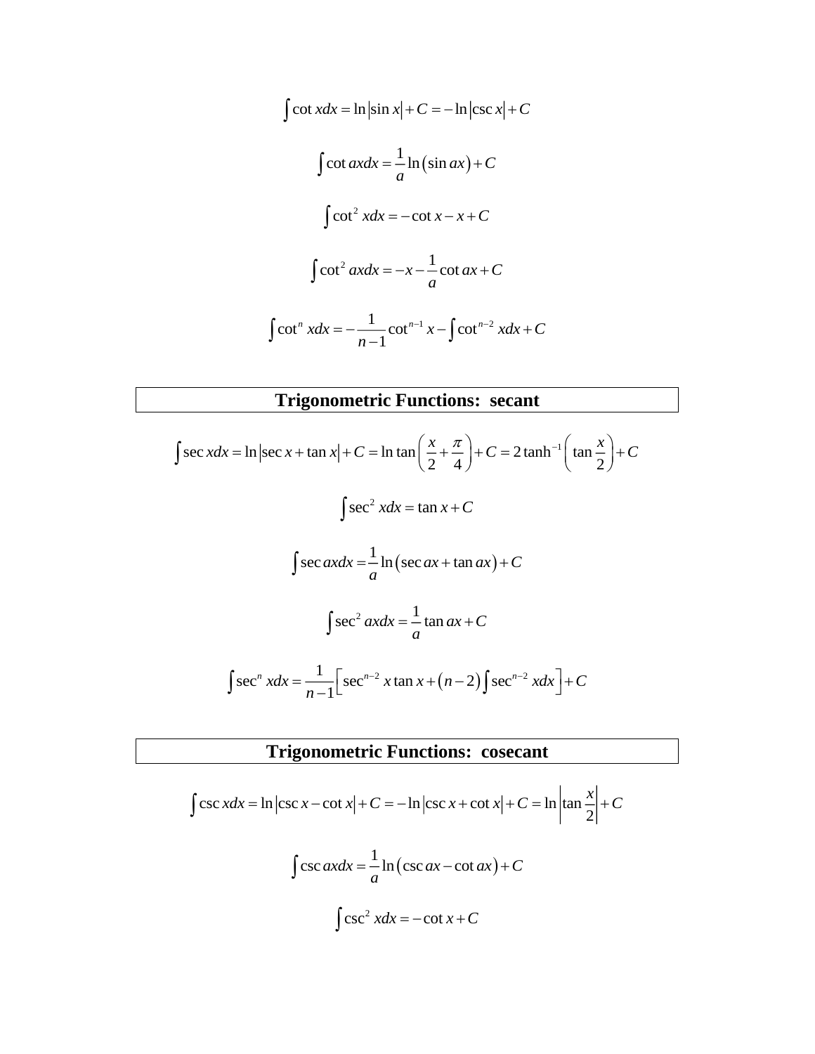$$\int \cot x dx = \ln|\sin x| + C = -\ln|\csc x| + C$$

$$\int \cot ax dx = \frac{1}{a}\ln(\sin ax) + C$$

$$\int \cot^2 x dx = -\cot x - x + C$$

$$\int \cot^2 ax dx = -x - \frac{1}{a}\cot ax + C$$

$$\int \cot^n x dx = -\frac{1}{n-1}\cot^{n-1} x - \int \cot^{n-2} x dx + C$$

## Trigonometric Functions: secant

$$\int \sec x dx = \ln|\sec x + \tan x| + C = \ln \tan\left(\frac{x}{2} + \frac{\pi}{4}\right) + C = 2\tanh^{-1}\left(\tan\frac{x}{2}\right) + C$$

$$\int \sec^2 x dx = \tan x + C$$

$$\int \sec ax dx = \frac{1}{a}\ln(\sec ax + \tan ax) + C$$

$$\int \sec^2 ax dx = \frac{1}{a}\tan ax + C$$

$$\int \sec^n x dx = \frac{1}{n-1}\left[\sec^{n-2} x \tan x + (n-2)\int \sec^{n-2} x dx\right] + C$$

## Trigonometric Functions: cosecant

$$\int \csc x dx = \ln|\csc x - \cot x| + C = -\ln|\csc x + \cot x| + C = \ln\left|\tan\frac{x}{2}\right| + C$$

$$\int \csc ax dx = \frac{1}{a}\ln(\csc ax - \cot ax) + C$$

$$\int \csc^2 x dx = -\cot x + C$$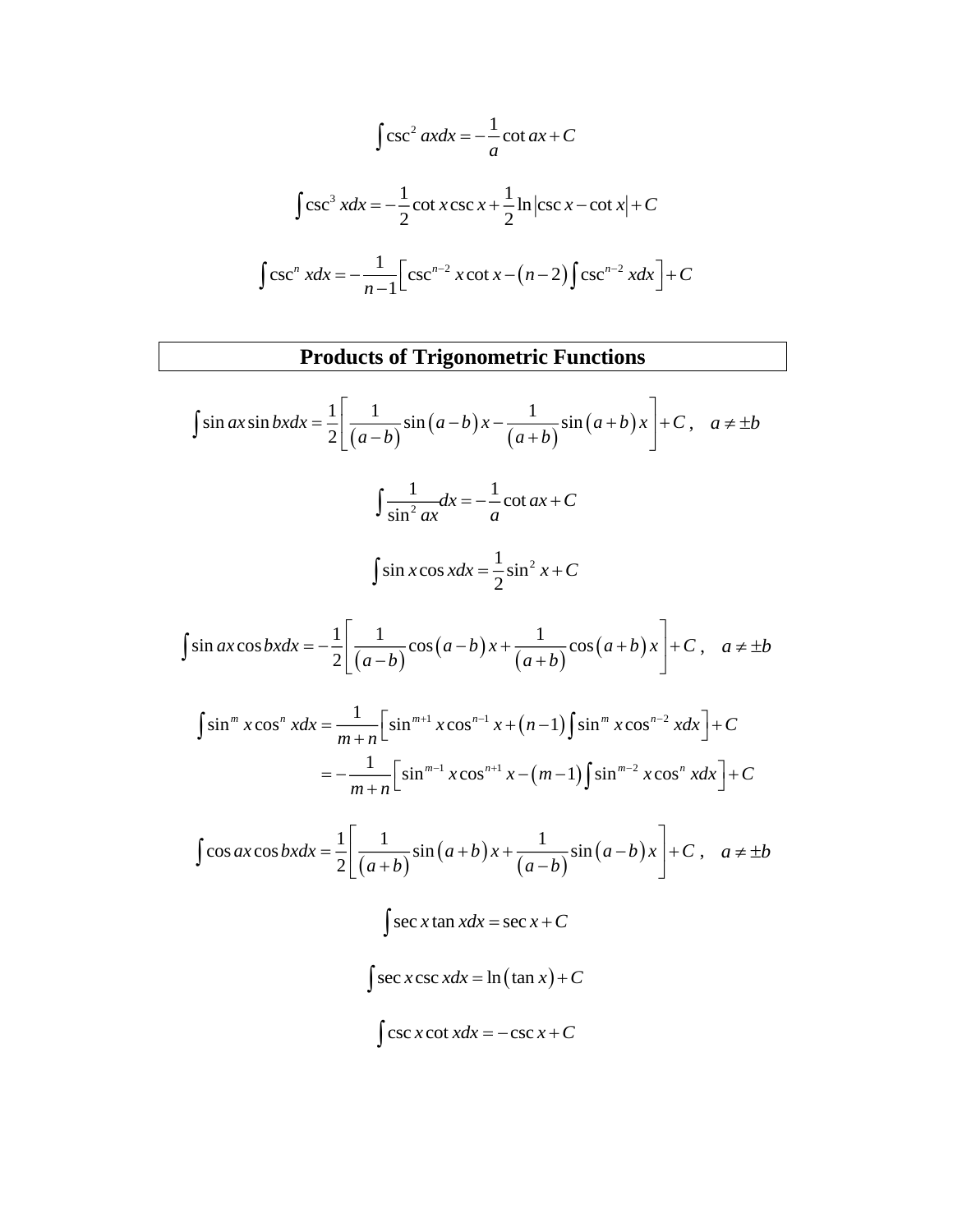$$\int \csc^2 ax dx = -\frac{1}{a}\cot ax + C$$

$$\int \csc^3 x dx = -\frac{1}{2}\cot x \csc x + \frac{1}{2}\ln\left|\csc x - \cot x\right| + C$$

$$\int \csc^n x dx = -\frac{1}{n-1}\left[\csc^{n-2} x \cot x - (n-2)\int \csc^{n-2} x dx\right] + C$$

## Products of Trigonometric Functions

$$\int \sin ax \sin bx dx = \frac{1}{2}\left[\frac{1}{(a-b)}\sin(a-b)x - \frac{1}{(a+b)}\sin(a+b)x\right] + C, \quad a \neq \pm b$$

$$\int \frac{1}{\sin^2 ax} dx = -\frac{1}{a}\cot ax + C$$

$$\int \sin x \cos x dx = \frac{1}{2}\sin^2 x + C$$

$$\int \sin ax \cos bx dx = -\frac{1}{2}\left[\frac{1}{(a-b)}\cos(a-b)x + \frac{1}{(a+b)}\cos(a+b)x\right] + C, \quad a \neq \pm b$$

$$\begin{aligned}\int \sin^m x \cos^n x dx &= \frac{1}{m+n}\left[\sin^{m+1} x \cos^{n-1} x + (n-1)\int \sin^m x \cos^{n-2} x dx\right] + C \\ &= -\frac{1}{m+n}\left[\sin^{m-1} x \cos^{n+1} x - (m-1)\int \sin^{m-2} x \cos^n x dx\right] + C\end{aligned}$$

$$\int \cos ax \cos bx dx = \frac{1}{2}\left[\frac{1}{(a+b)}\sin(a+b)x + \frac{1}{(a-b)}\sin(a-b)x\right] + C, \quad a \neq \pm b$$

$$\int \sec x \tan x dx = \sec x + C$$

$$\int \sec x \csc x dx = \ln(\tan x) + C$$

$$\int \csc x \cot x dx = -\csc x + C$$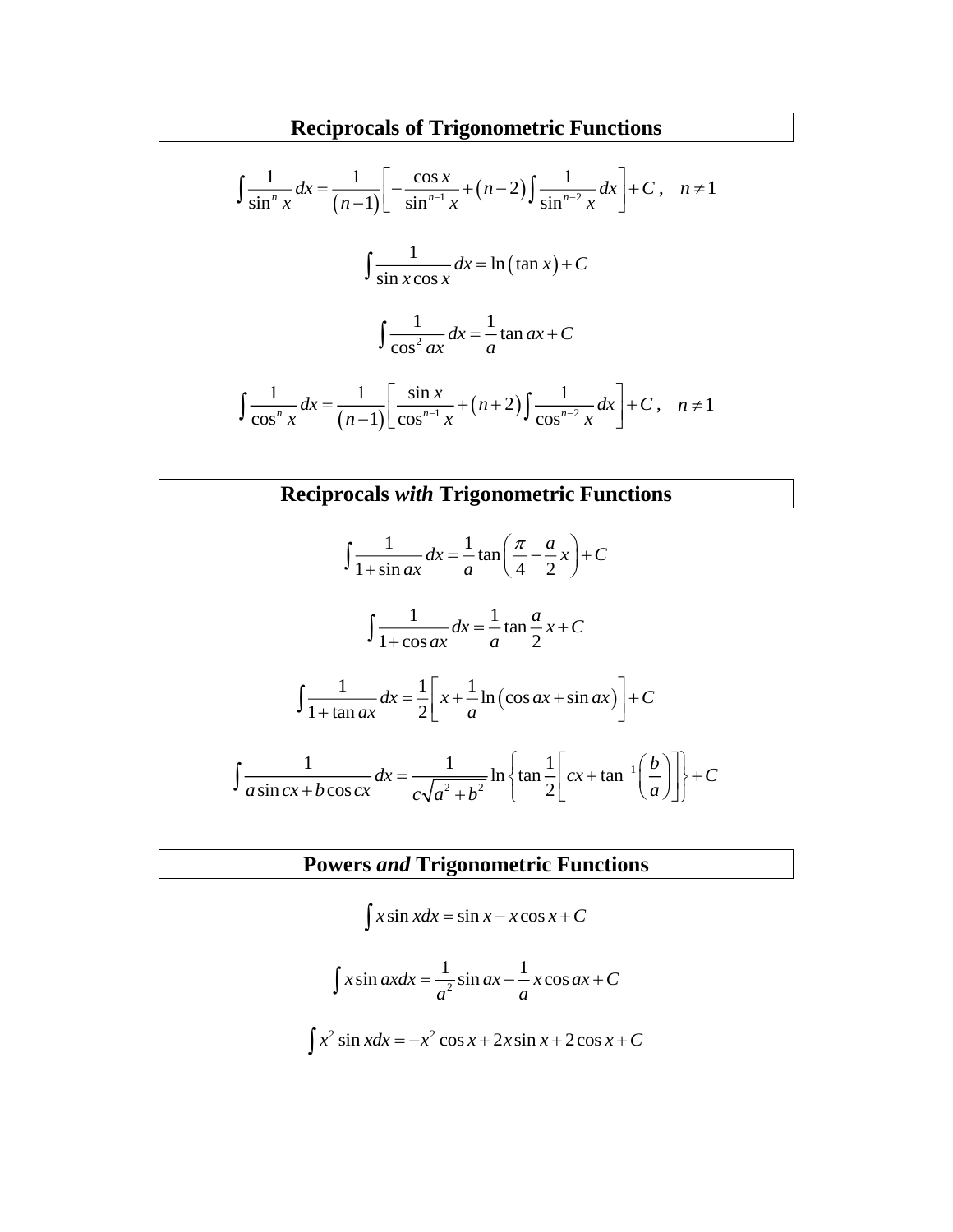## Reciprocals of Trigonometric Functions

$$\int \frac{1}{\sin^n x}\,dx = \frac{1}{(n-1)}\left[-\frac{\cos x}{\sin^{n-1} x} + (n-2)\int \frac{1}{\sin^{n-2} x}\,dx\right] + C\,, \quad n \neq 1$$

$$\int \frac{1}{\sin x \cos x}\,dx = \ln(\tan x) + C$$

$$\int \frac{1}{\cos^2 ax}\,dx = \frac{1}{a}\tan ax + C$$

$$\int \frac{1}{\cos^n x}\,dx = \frac{1}{(n-1)}\left[\frac{\sin x}{\cos^{n-1} x} + (n+2)\int \frac{1}{\cos^{n-2} x}\,dx\right] + C\,, \quad n \neq 1$$

## Reciprocals *with* Trigonometric Functions

$$\int \frac{1}{1+\sin ax}\,dx = \frac{1}{a}\tan\left(\frac{\pi}{4} - \frac{a}{2}x\right) + C$$

$$\int \frac{1}{1+\cos ax}\,dx = \frac{1}{a}\tan\frac{a}{2}x + C$$

$$\int \frac{1}{1+\tan ax}\,dx = \frac{1}{2}\left[x + \frac{1}{a}\ln(\cos ax + \sin ax)\right] + C$$

$$\int \frac{1}{a\sin cx + b\cos cx}\,dx = \frac{1}{c\sqrt{a^2+b^2}}\ln\left\{\tan\frac{1}{2}\left[cx + \tan^{-1}\left(\frac{b}{a}\right)\right]\right\} + C$$

## Powers *and* Trigonometric Functions

$$\int x\sin x dx = \sin x - x\cos x + C$$

$$\int x\sin ax dx = \frac{1}{a^2}\sin ax - \frac{1}{a}x\cos ax + C$$

$$\int x^2 \sin x dx = -x^2\cos x + 2x\sin x + 2\cos x + C$$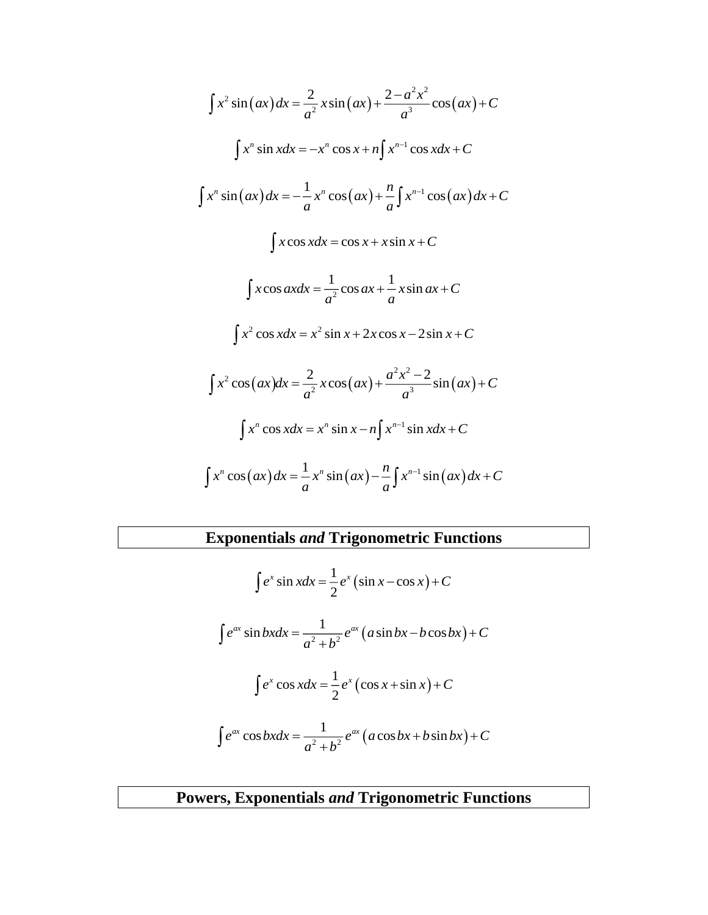$$\int x^2 \sin(ax)\,dx = \frac{2}{a^2} x \sin(ax) + \frac{2 - a^2x^2}{a^3} \cos(ax) + C$$

$$\int x^n \sin x dx = -x^n \cos x + n \int x^{n-1} \cos x dx + C$$

$$\int x^n \sin(ax)\,dx = -\frac{1}{a} x^n \cos(ax) + \frac{n}{a} \int x^{n-1} \cos(ax)\,dx + C$$

$$\int x \cos x dx = \cos x + x \sin x + C$$

$$\int x \cos ax dx = \frac{1}{a^2} \cos ax + \frac{1}{a} x \sin ax + C$$

$$\int x^2 \cos x dx = x^2 \sin x + 2x \cos x - 2 \sin x + C$$

$$\int x^2 \cos(ax) dx = \frac{2}{a^2} x \cos(ax) + \frac{a^2x^2 - 2}{a^3} \sin(ax) + C$$

$$\int x^n \cos x dx = x^n \sin x - n \int x^{n-1} \sin x dx + C$$

$$\int x^n \cos(ax)\,dx = \frac{1}{a} x^n \sin(ax) - \frac{n}{a} \int x^{n-1} \sin(ax)\,dx + C$$

## Exponentials *and* Trigonometric Functions

$$\int e^x \sin x dx = \frac{1}{2} e^x \left(\sin x - \cos x\right) + C$$

$$\int e^{ax} \sin bx dx = \frac{1}{a^2 + b^2} e^{ax} \left(a \sin bx - b \cos bx\right) + C$$

$$\int e^x \cos x dx = \frac{1}{2} e^x \left(\cos x + \sin x\right) + C$$

$$\int e^{ax} \cos bx dx = \frac{1}{a^2 + b^2} e^{ax} \left(a \cos bx + b \sin bx\right) + C$$

## Powers, Exponentials *and* Trigonometric Functions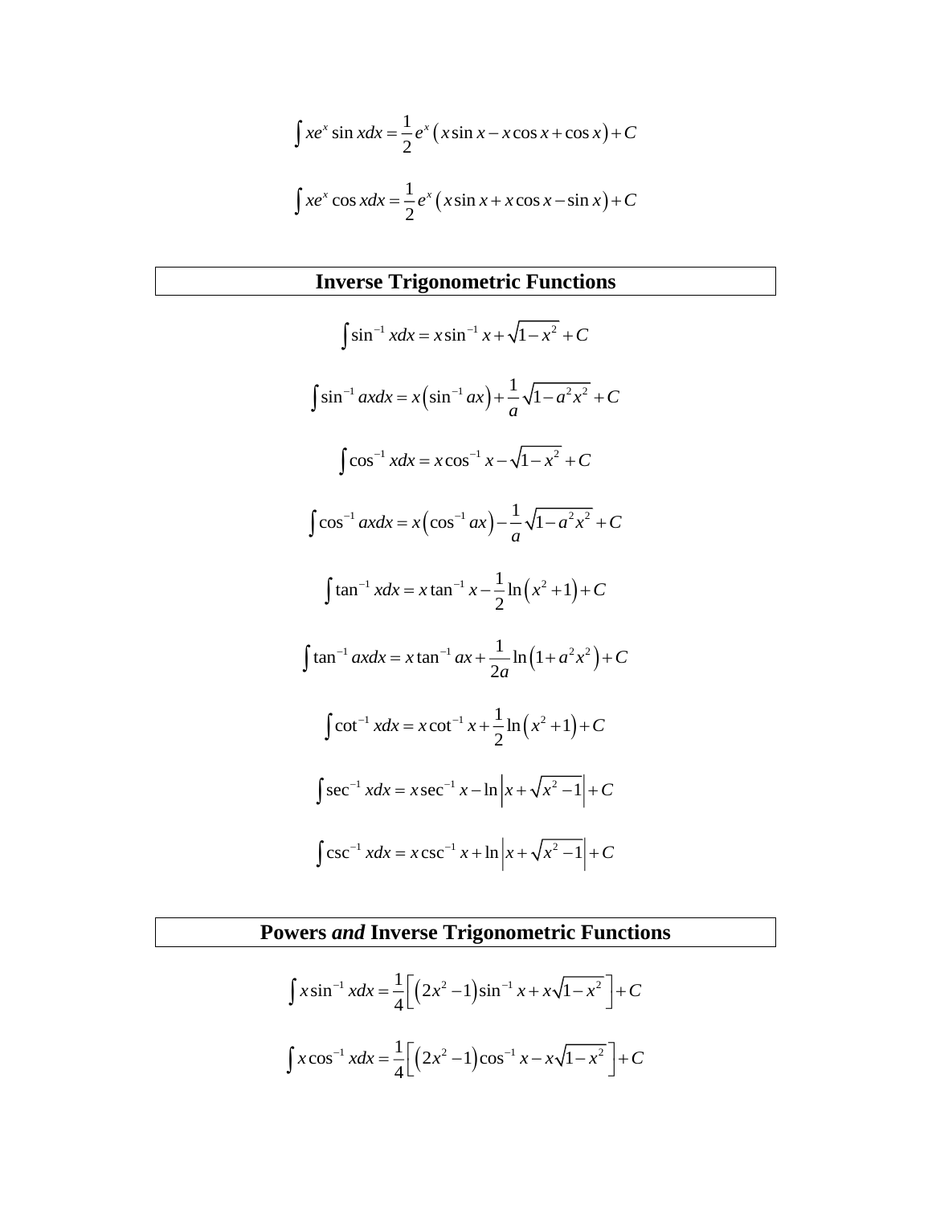$$\int xe^x \sin x dx = \frac{1}{2}e^x\left(x\sin x - x\cos x + \cos x\right) + C$$

$$\int xe^x \cos x dx = \frac{1}{2}e^x\left(x\sin x + x\cos x - \sin x\right) + C$$

## Inverse Trigonometric Functions

$$\int \sin^{-1} x dx = x\sin^{-1} x + \sqrt{1-x^2} + C$$

$$\int \sin^{-1} ax dx = x\left(\sin^{-1} ax\right) + \frac{1}{a}\sqrt{1-a^2x^2} + C$$

$$\int \cos^{-1} x dx = x\cos^{-1} x - \sqrt{1-x^2} + C$$

$$\int \cos^{-1} ax dx = x\left(\cos^{-1} ax\right) - \frac{1}{a}\sqrt{1-a^2x^2} + C$$

$$\int \tan^{-1} x dx = x\tan^{-1} x - \frac{1}{2}\ln\left(x^2+1\right) + C$$

$$\int \tan^{-1} ax dx = x\tan^{-1} ax + \frac{1}{2a}\ln\left(1+a^2x^2\right) + C$$

$$\int \cot^{-1} x dx = x\cot^{-1} x + \frac{1}{2}\ln\left(x^2+1\right) + C$$

$$\int \sec^{-1} x dx = x\sec^{-1} x - \ln\left|x + \sqrt{x^2-1}\right| + C$$

$$\int \csc^{-1} x dx = x\csc^{-1} x + \ln\left|x + \sqrt{x^2-1}\right| + C$$

## Powers *and* Inverse Trigonometric Functions

$$\int x\sin^{-1} x dx = \frac{1}{4}\left[\left(2x^2-1\right)\sin^{-1} x + x\sqrt{1-x^2}\right] + C$$

$$\int x\cos^{-1} x dx = \frac{1}{4}\left[\left(2x^2-1\right)\cos^{-1} x - x\sqrt{1-x^2}\right] + C$$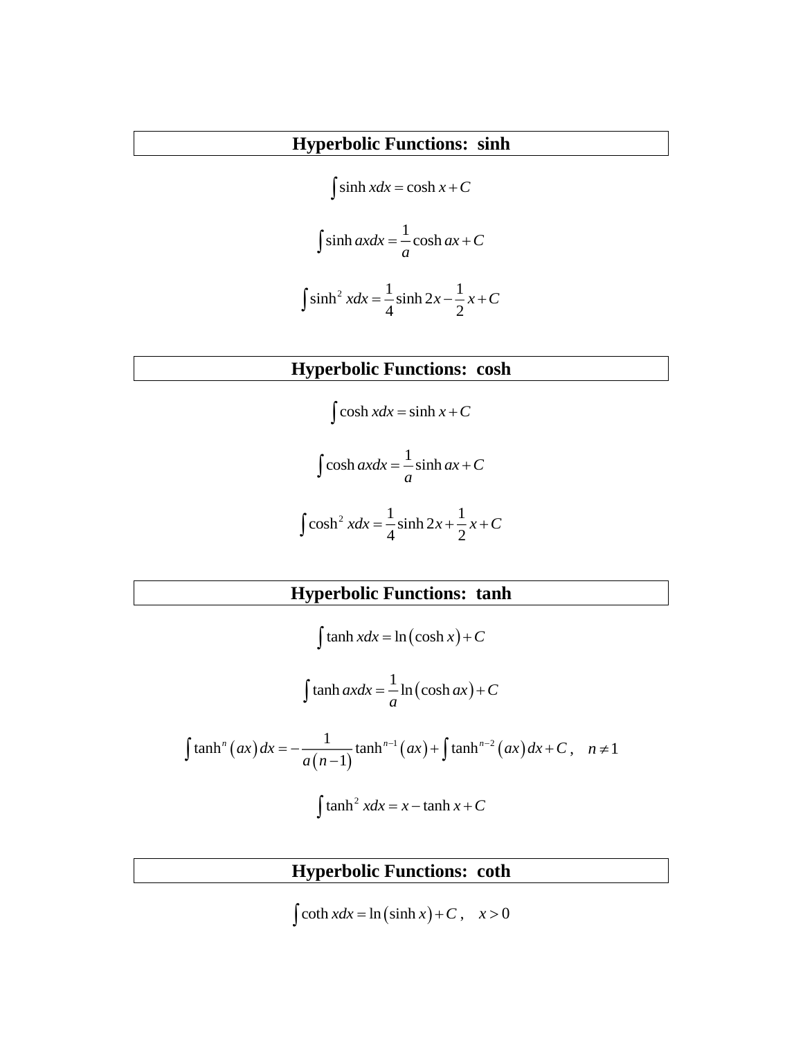## Hyperbolic Functions: sinh

$$\int \sinh x dx = \cosh x + C$$

$$\int \sinh ax dx = \frac{1}{a}\cosh ax + C$$

$$\int \sinh^2 x dx = \frac{1}{4}\sinh 2x - \frac{1}{2}x + C$$

## Hyperbolic Functions: cosh

$$\int \cosh x dx = \sinh x + C$$

$$\int \cosh ax dx = \frac{1}{a}\sinh ax + C$$

$$\int \cosh^2 x dx = \frac{1}{4}\sinh 2x + \frac{1}{2}x + C$$

## Hyperbolic Functions: tanh

$$\int \tanh x dx = \ln\left(\cosh x\right) + C$$

$$\int \tanh ax dx = \frac{1}{a}\ln\left(\cosh ax\right) + C$$

$$\int \tanh^n\left(ax\right) dx = -\frac{1}{a\left(n-1\right)}\tanh^{n-1}\left(ax\right) + \int \tanh^{n-2}\left(ax\right) dx + C\,, \quad n \neq 1$$

$$\int \tanh^2 x dx = x - \tanh x + C$$

## Hyperbolic Functions: coth

$$\int \coth x dx = \ln\left(\sinh x\right) + C\,, \quad x > 0$$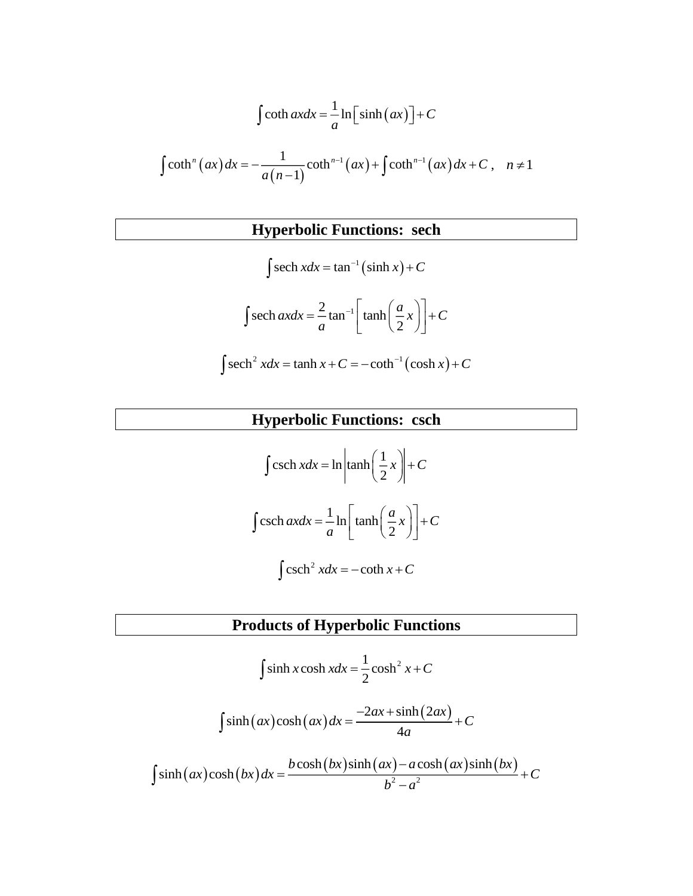$$\int \coth ax dx = \frac{1}{a}\ln\left[\sinh(ax)\right] + C$$

$$\int \coth^n(ax)dx = -\frac{1}{a(n-1)}\coth^{n-1}(ax) + \int \coth^{n-1}(ax)dx + C\ , \quad n \neq 1$$

## Hyperbolic Functions: sech

$$\int \operatorname{sech} x dx = \tan^{-1}(\sinh x) + C$$

$$\int \operatorname{sech} ax dx = \frac{2}{a}\tan^{-1}\left[\tanh\left(\frac{a}{2}x\right)\right] + C$$

$$\int \operatorname{sech}^2 x dx = \tanh x + C = -\coth^{-1}(\cosh x) + C$$

## Hyperbolic Functions: csch

$$\int \operatorname{csch} x dx = \ln\left|\tanh\left(\frac{1}{2}x\right)\right| + C$$

$$\int \operatorname{csch} ax dx = \frac{1}{a}\ln\left[\tanh\left(\frac{a}{2}x\right)\right] + C$$

$$\int \operatorname{csch}^2 x dx = -\coth x + C$$

## Products of Hyperbolic Functions

$$\int \sinh x \cosh x dx = \frac{1}{2}\cosh^2 x + C$$

$$\int \sinh(ax)\cosh(ax)dx = \frac{-2ax + \sinh(2ax)}{4a} + C$$

$$\int \sinh(ax)\cosh(bx)dx = \frac{b\cosh(bx)\sinh(ax) - a\cosh(ax)\sinh(bx)}{b^2 - a^2} + C$$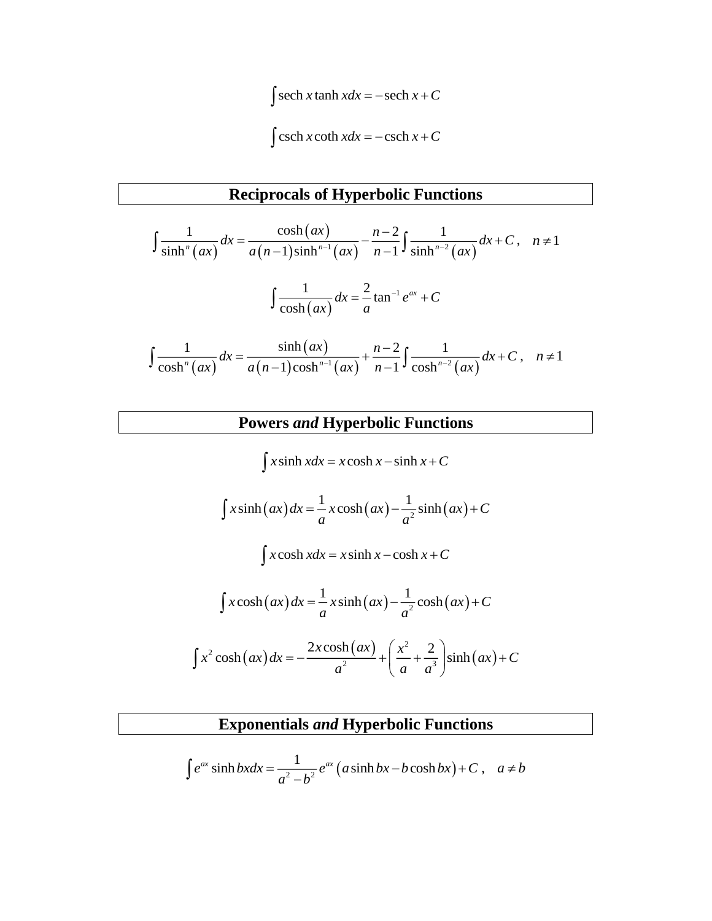$$\int \operatorname{sech} x \tanh x dx = -\operatorname{sech} x + C$$

$$\int \operatorname{csch} x \coth x dx = -\operatorname{csch} x + C$$

## Reciprocals of Hyperbolic Functions

$$\int \frac{1}{\sinh^n(ax)} dx = \frac{\cosh(ax)}{a(n-1)\sinh^{n-1}(ax)} - \frac{n-2}{n-1}\int \frac{1}{\sinh^{n-2}(ax)} dx + C, \quad n \neq 1$$

$$\int \frac{1}{\cosh(ax)} dx = \frac{2}{a}\tan^{-1} e^{ax} + C$$

$$\int \frac{1}{\cosh^n(ax)} dx = \frac{\sinh(ax)}{a(n-1)\cosh^{n-1}(ax)} + \frac{n-2}{n-1}\int \frac{1}{\cosh^{n-2}(ax)} dx + C, \quad n \neq 1$$

## Powers *and* Hyperbolic Functions

$$\int x \sinh x dx = x \cosh x - \sinh x + C$$

$$\int x \sinh(ax) dx = \frac{1}{a} x \cosh(ax) - \frac{1}{a^2}\sinh(ax) + C$$

$$\int x \cosh x dx = x \sinh x - \cosh x + C$$

$$\int x \cosh(ax) dx = \frac{1}{a} x \sinh(ax) - \frac{1}{a^2}\cosh(ax) + C$$

$$\int x^2 \cosh(ax) dx = -\frac{2x\cosh(ax)}{a^2} + \left(\frac{x^2}{a} + \frac{2}{a^3}\right)\sinh(ax) + C$$

## Exponentials *and* Hyperbolic Functions

$$\int e^{ax} \sinh bx dx = \frac{1}{a^2 - b^2} e^{ax}\left(a \sinh bx - b \cosh bx\right) + C, \quad a \neq b$$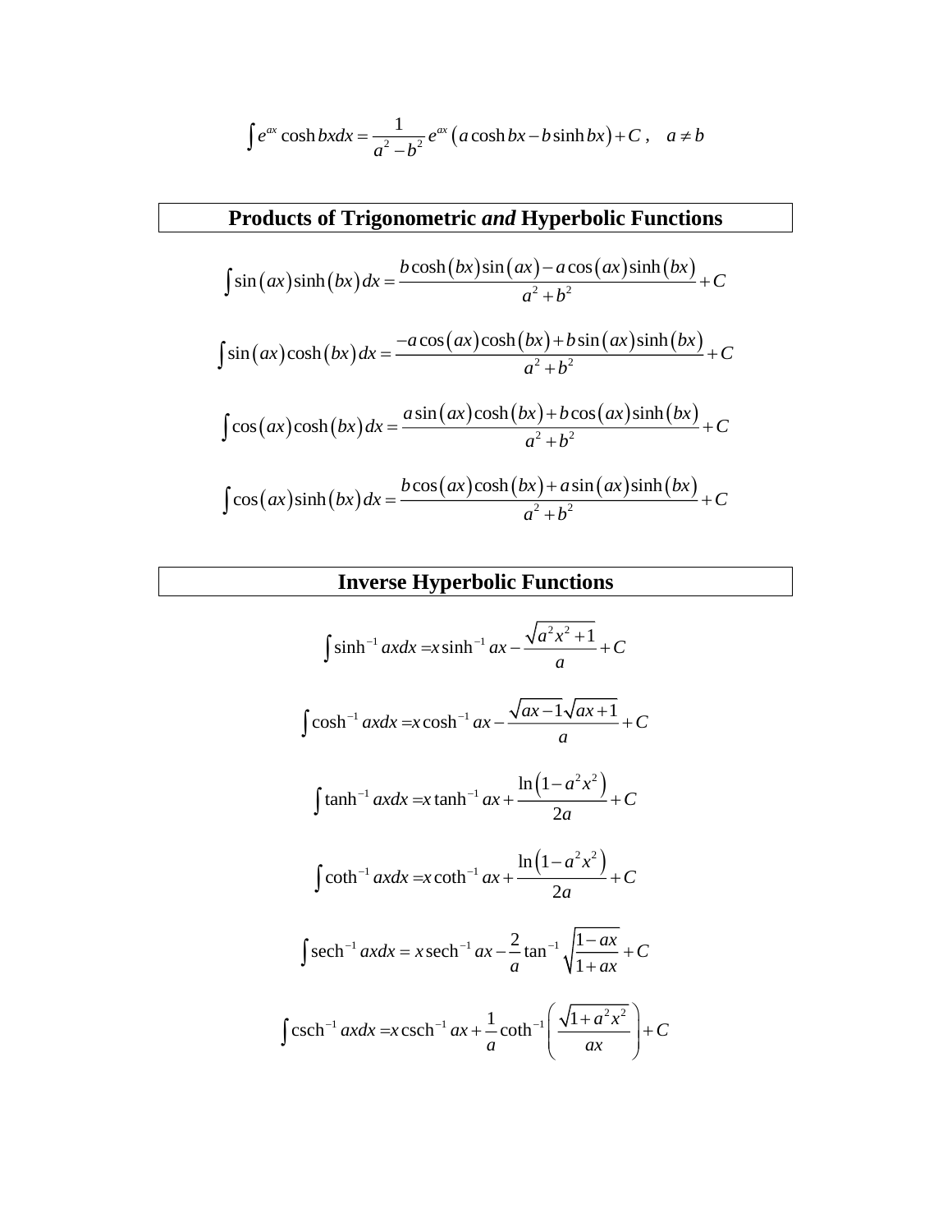$$\int e^{ax} \cosh bx dx = \frac{1}{a^2 - b^2} e^{ax} \left( a \cosh bx - b \sinh bx \right) + C \,, \quad a \neq b$$

## Products of Trigonometric *and* Hyperbolic Functions

$$\int \sin(ax) \sinh(bx) dx = \frac{b \cosh(bx) \sin(ax) - a \cos(ax) \sinh(bx)}{a^2 + b^2} + C$$

$$\int \sin(ax) \cosh(bx) dx = \frac{-a \cos(ax) \cosh(bx) + b \sin(ax) \sinh(bx)}{a^2 + b^2} + C$$

$$\int \cos(ax) \cosh(bx) dx = \frac{a \sin(ax) \cosh(bx) + b \cos(ax) \sinh(bx)}{a^2 + b^2} + C$$

$$\int \cos(ax) \sinh(bx) dx = \frac{b \cos(ax) \cosh(bx) + a \sin(ax) \sinh(bx)}{a^2 + b^2} + C$$

## Inverse Hyperbolic Functions

$$\int \sinh^{-1} ax dx = x \sinh^{-1} ax - \frac{\sqrt{a^2 x^2 + 1}}{a} + C$$

$$\int \cosh^{-1} ax dx = x \cosh^{-1} ax - \frac{\sqrt{ax - 1}\sqrt{ax + 1}}{a} + C$$

$$\int \tanh^{-1} ax dx = x \tanh^{-1} ax + \frac{\ln\left(1 - a^2 x^2\right)}{2a} + C$$

$$\int \coth^{-1} ax dx = x \coth^{-1} ax + \frac{\ln\left(1 - a^2 x^2\right)}{2a} + C$$

$$\int \operatorname{sech}^{-1} ax dx = x \operatorname{sech}^{-1} ax - \frac{2}{a} \tan^{-1} \sqrt{\frac{1 - ax}{1 + ax}} + C$$

$$\int \operatorname{csch}^{-1} ax dx = x \operatorname{csch}^{-1} ax + \frac{1}{a} \coth^{-1} \left( \frac{\sqrt{1 + a^2 x^2}}{ax} \right) + C$$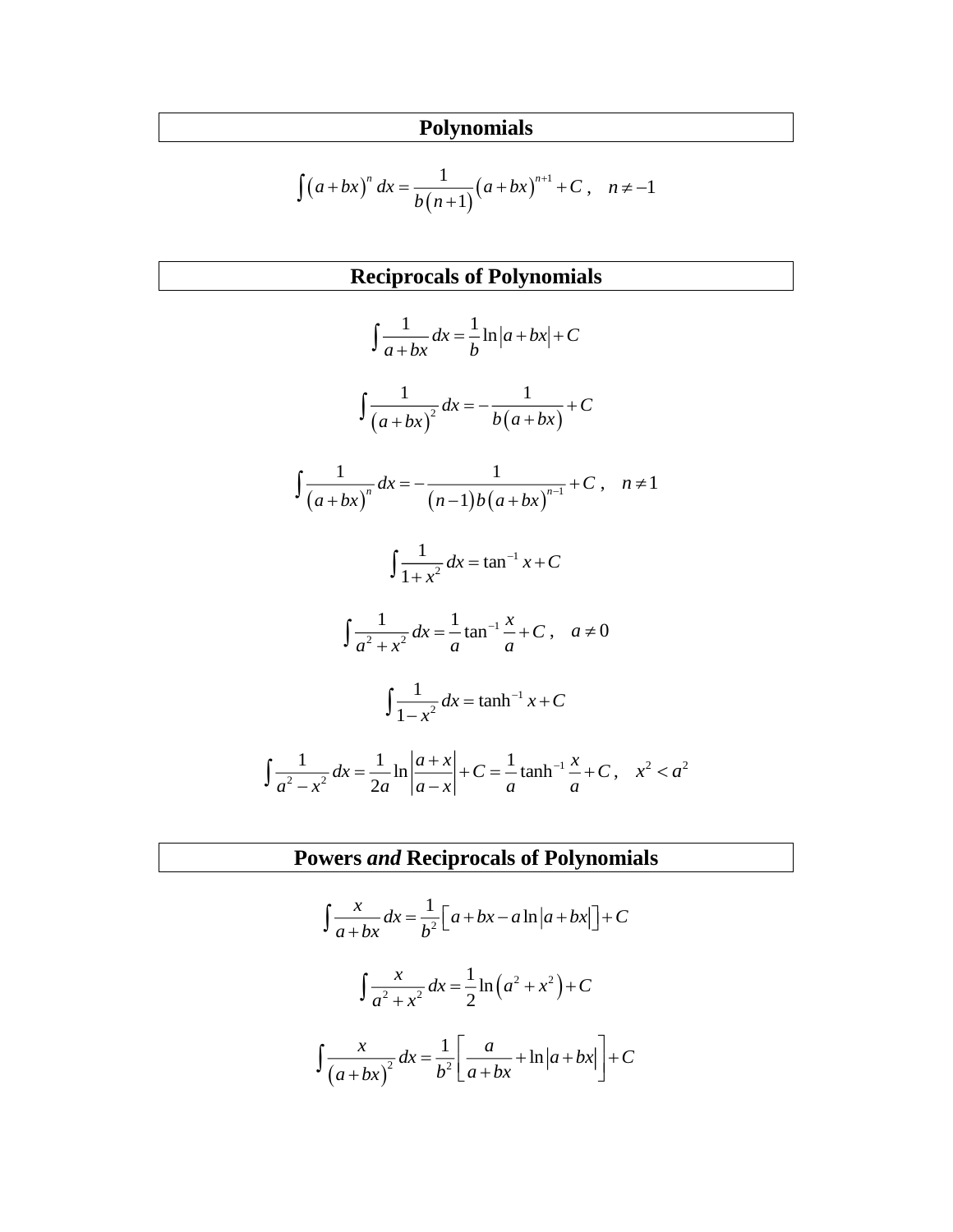## Polynomials

$$\int \left(a+bx\right)^n \, dx = \frac{1}{b\left(n+1\right)}\left(a+bx\right)^{n+1} + C\,, \quad n \neq -1$$

## Reciprocals of Polynomials

$$\int \frac{1}{a+bx} \, dx = \frac{1}{b}\ln\left|a+bx\right| + C$$

$$\int \frac{1}{\left(a+bx\right)^2} \, dx = -\frac{1}{b\left(a+bx\right)} + C$$

$$\int \frac{1}{\left(a+bx\right)^n} \, dx = -\frac{1}{\left(n-1\right)b\left(a+bx\right)^{n-1}} + C\,, \quad n \neq 1$$

$$\int \frac{1}{1+x^2} \, dx = \tan^{-1} x + C$$

$$\int \frac{1}{a^2+x^2} \, dx = \frac{1}{a}\tan^{-1}\frac{x}{a} + C\,, \quad a \neq 0$$

$$\int \frac{1}{1-x^2} \, dx = \tanh^{-1} x + C$$

$$\int \frac{1}{a^2-x^2} \, dx = \frac{1}{2a}\ln\left|\frac{a+x}{a-x}\right| + C = \frac{1}{a}\tanh^{-1}\frac{x}{a} + C\,, \quad x^2 < a^2$$

## Powers *and* Reciprocals of Polynomials

$$\int \frac{x}{a+bx} \, dx = \frac{1}{b^2}\left[a+bx-a\ln\left|a+bx\right|\right] + C$$

$$\int \frac{x}{a^2+x^2} \, dx = \frac{1}{2}\ln\left(a^2+x^2\right) + C$$

$$\int \frac{x}{\left(a+bx\right)^2} \, dx = \frac{1}{b^2}\left[\frac{a}{a+bx} + \ln\left|a+bx\right|\right] + C$$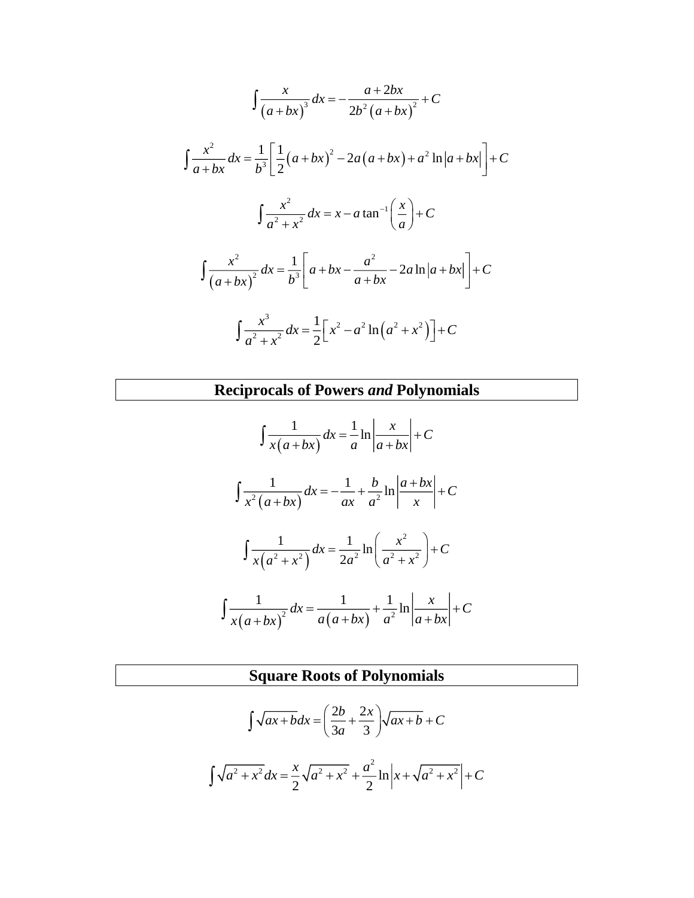$$\int \frac{x}{\left(a+bx\right)^3}\,dx = -\frac{a+2bx}{2b^2\left(a+bx\right)^2} + C$$

$$\int \frac{x^2}{a+bx}\,dx = \frac{1}{b^3}\left[\frac{1}{2}\left(a+bx\right)^2 - 2a\left(a+bx\right) + a^2\ln\left|a+bx\right|\right] + C$$

$$\int \frac{x^2}{a^2+x^2}\,dx = x - a\tan^{-1}\left(\frac{x}{a}\right) + C$$

$$\int \frac{x^2}{\left(a+bx\right)^2}\,dx = \frac{1}{b^3}\left[a+bx - \frac{a^2}{a+bx} - 2a\ln\left|a+bx\right|\right] + C$$

$$\int \frac{x^3}{a^2+x^2}\,dx = \frac{1}{2}\left[x^2 - a^2\ln\left(a^2+x^2\right)\right] + C$$

## Reciprocals of Powers *and* Polynomials

$$\int \frac{1}{x\left(a+bx\right)}\,dx = \frac{1}{a}\ln\left|\frac{x}{a+bx}\right| + C$$

$$\int \frac{1}{x^2\left(a+bx\right)}\,dx = -\frac{1}{ax} + \frac{b}{a^2}\ln\left|\frac{a+bx}{x}\right| + C$$

$$\int \frac{1}{x\left(a^2+x^2\right)}\,dx = \frac{1}{2a^2}\ln\left(\frac{x^2}{a^2+x^2}\right) + C$$

$$\int \frac{1}{x\left(a+bx\right)^2}\,dx = \frac{1}{a\left(a+bx\right)} + \frac{1}{a^2}\ln\left|\frac{x}{a+bx}\right| + C$$

## Square Roots of Polynomials

$$\int \sqrt{ax+b}\,dx = \left(\frac{2b}{3a} + \frac{2x}{3}\right)\sqrt{ax+b} + C$$

$$\int \sqrt{a^2+x^2}\,dx = \frac{x}{2}\sqrt{a^2+x^2} + \frac{a^2}{2}\ln\left|x+\sqrt{a^2+x^2}\right| + C$$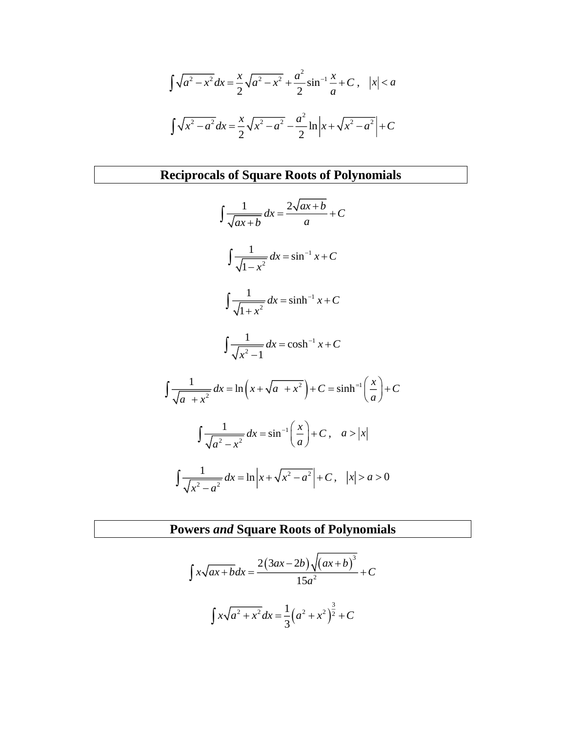$$\int \sqrt{a^2 - x^2}\,dx = \frac{x}{2}\sqrt{a^2 - x^2} + \frac{a^2}{2}\sin^{-1}\frac{x}{a} + C\,, \quad |x| < a$$

$$\int \sqrt{x^2 - a^2}\,dx = \frac{x}{2}\sqrt{x^2 - a^2} - \frac{a^2}{2}\ln\left|x + \sqrt{x^2 - a^2}\right| + C$$

## Reciprocals of Square Roots of Polynomials

$$\int \frac{1}{\sqrt{ax+b}}\,dx = \frac{2\sqrt{ax+b}}{a} + C$$

$$\int \frac{1}{\sqrt{1-x^2}}\,dx = \sin^{-1}x + C$$

$$\int \frac{1}{\sqrt{1+x^2}}\,dx = \sinh^{-1}x + C$$

$$\int \frac{1}{\sqrt{x^2-1}}\,dx = \cosh^{-1}x + C$$

$$\int \frac{1}{\sqrt{a \ + x^2}}\,dx = \ln\left(x + \sqrt{a \ + x^2}\right) + C = \sinh^{-1}\left(\frac{x}{a}\right) + C$$

$$\int \frac{1}{\sqrt{a^2 - x^2}}\,dx = \sin^{-1}\left(\frac{x}{a}\right) + C\,, \quad a > |x|$$

$$\int \frac{1}{\sqrt{x^2 - a^2}}\,dx = \ln\left|x + \sqrt{x^2 - a^2}\right| + C\,, \quad |x| > a > 0$$

## Powers *and* Square Roots of Polynomials

$$\int x\sqrt{ax+b}\,dx = \frac{2(3ax-2b)\sqrt{(ax+b)^3}}{15a^2} + C$$

$$\int x\sqrt{a^2 + x^2}\,dx = \frac{1}{3}\left(a^2 + x^2\right)^{\frac{3}{2}} + C$$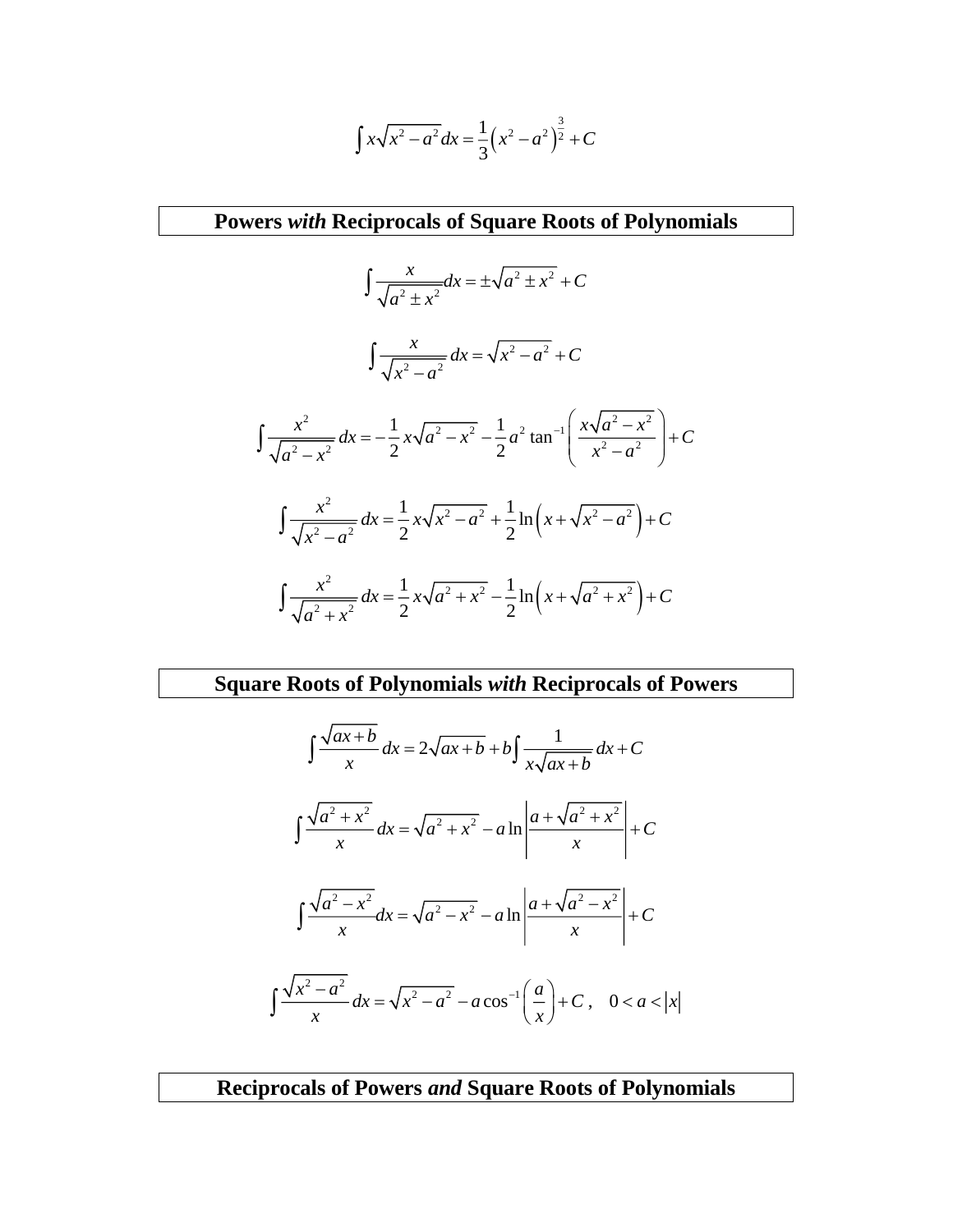$$\int x\sqrt{x^2-a^2}\,dx = \frac{1}{3}\left(x^2-a^2\right)^{\frac{3}{2}} + C$$

## Powers *with* Reciprocals of Square Roots of Polynomials

$$\int \frac{x}{\sqrt{a^2 \pm x^2}}dx = \pm\sqrt{a^2 \pm x^2} + C$$

$$\int \frac{x}{\sqrt{x^2-a^2}}\,dx = \sqrt{x^2-a^2} + C$$

$$\int \frac{x^2}{\sqrt{a^2-x^2}}\,dx = -\frac{1}{2}x\sqrt{a^2-x^2} - \frac{1}{2}a^2\tan^{-1}\left(\frac{x\sqrt{a^2-x^2}}{x^2-a^2}\right) + C$$

$$\int \frac{x^2}{\sqrt{x^2-a^2}}\,dx = \frac{1}{2}x\sqrt{x^2-a^2} + \frac{1}{2}\ln\left(x+\sqrt{x^2-a^2}\right) + C$$

$$\int \frac{x^2}{\sqrt{a^2+x^2}}\,dx = \frac{1}{2}x\sqrt{a^2+x^2} - \frac{1}{2}\ln\left(x+\sqrt{a^2+x^2}\right) + C$$

## Square Roots of Polynomials *with* Reciprocals of Powers

$$\int \frac{\sqrt{ax+b}}{x}\,dx = 2\sqrt{ax+b} + b\int \frac{1}{x\sqrt{ax+b}}\,dx + C$$

$$\int \frac{\sqrt{a^2+x^2}}{x}\,dx = \sqrt{a^2+x^2} - a\ln\left|\frac{a+\sqrt{a^2+x^2}}{x}\right| + C$$

$$\int \frac{\sqrt{a^2-x^2}}{x}dx = \sqrt{a^2-x^2} - a\ln\left|\frac{a+\sqrt{a^2-x^2}}{x}\right| + C$$

$$\int \frac{\sqrt{x^2-a^2}}{x}\,dx = \sqrt{x^2-a^2} - a\cos^{-1}\left(\frac{a}{x}\right) + C, \quad 0 < a < |x|$$

## Reciprocals of Powers *and* Square Roots of Polynomials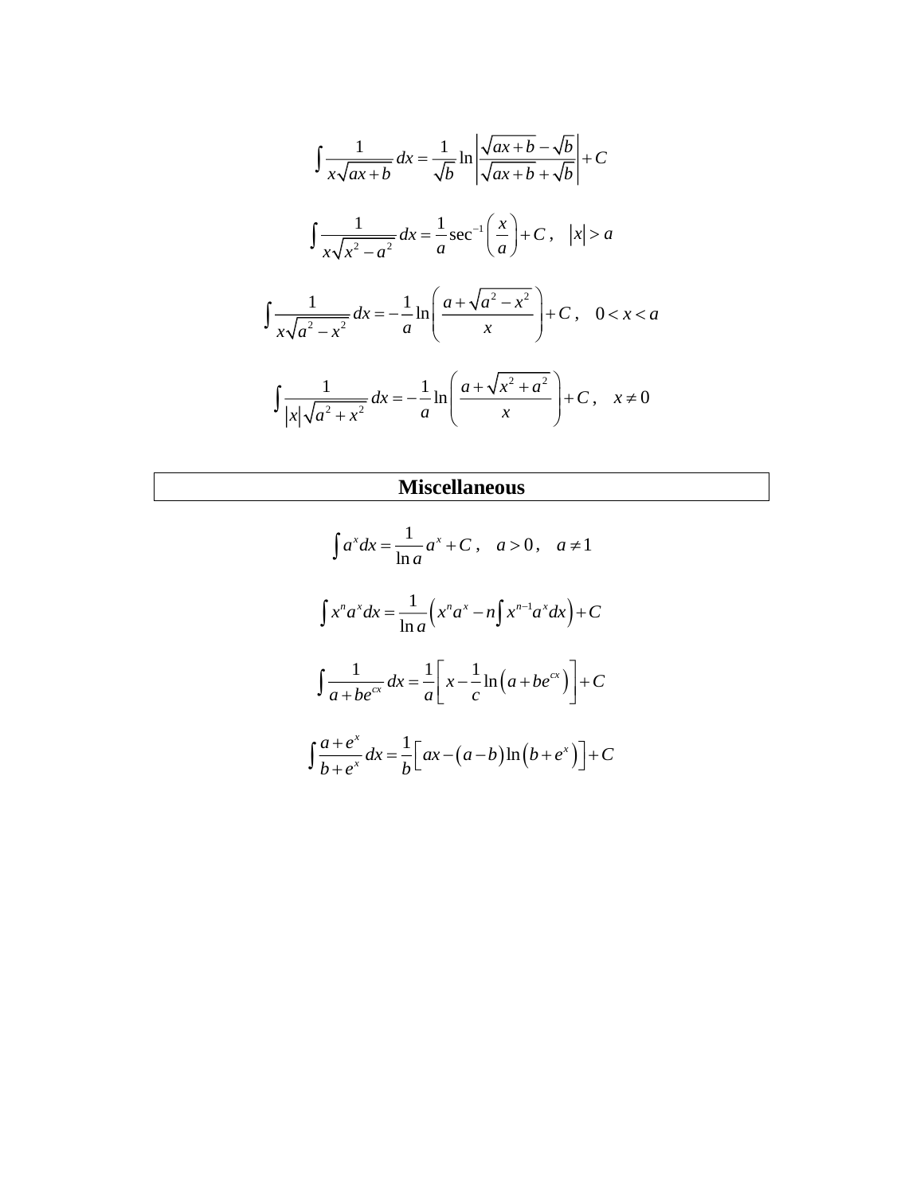$$\int \frac{1}{x\sqrt{ax+b}}\,dx = \frac{1}{\sqrt{b}}\ln\left|\frac{\sqrt{ax+b}-\sqrt{b}}{\sqrt{ax+b}+\sqrt{b}}\right| + C$$

$$\int \frac{1}{x\sqrt{x^2-a^2}}\,dx = \frac{1}{a}\sec^{-1}\left(\frac{x}{a}\right) + C\,, \quad |x| > a$$

$$\int \frac{1}{x\sqrt{a^2-x^2}}\,dx = -\frac{1}{a}\ln\left(\frac{a+\sqrt{a^2-x^2}}{x}\right) + C\,, \quad 0 < x < a$$

$$\int \frac{1}{|x|\sqrt{a^2+x^2}}\,dx = -\frac{1}{a}\ln\left(\frac{a+\sqrt{x^2+a^2}}{x}\right) + C\,, \quad x \neq 0$$

## Miscellaneous

$$\int a^x dx = \frac{1}{\ln a}a^x + C\,, \quad a > 0\,, \quad a \neq 1$$

$$\int x^n a^x dx = \frac{1}{\ln a}\left(x^n a^x - n\int x^{n-1}a^x dx\right) + C$$

$$\int \frac{1}{a+be^{cx}}\,dx = \frac{1}{a}\left[x - \frac{1}{c}\ln\left(a+be^{cx}\right)\right] + C$$

$$\int \frac{a+e^x}{b+e^x}\,dx = \frac{1}{b}\left[ax - (a-b)\ln\left(b+e^x\right)\right] + C$$